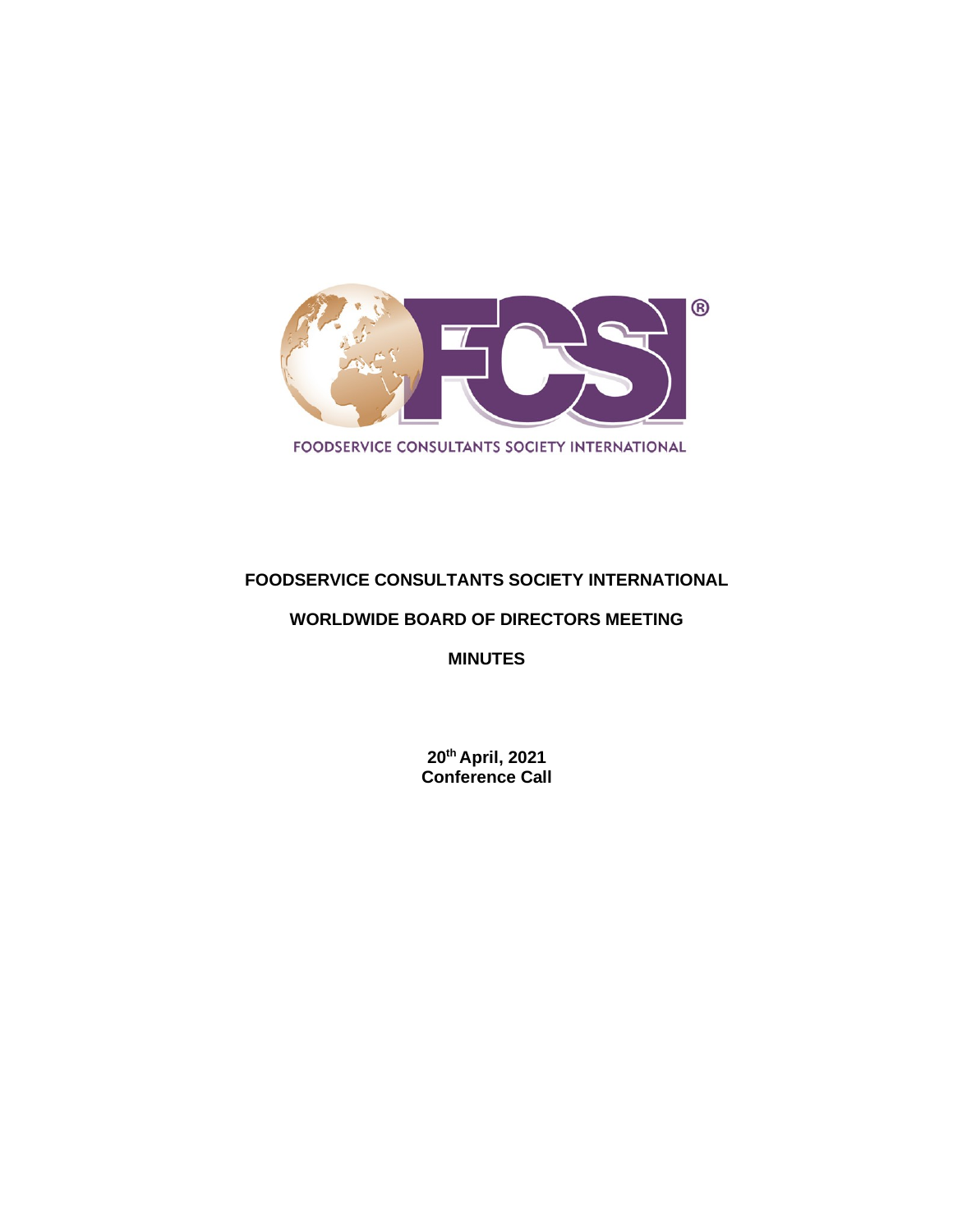FOODSERVICE CONSULTANTS SOCIETY INTERNATIONAL

# FOODSERVICE CONSULTANTS SOCIETY INTERNATIONAL

## WORLDWIDE BOARD OF DIRECTORS MEETING

## MINUTES

**20th April, 2021**
**Conference Call**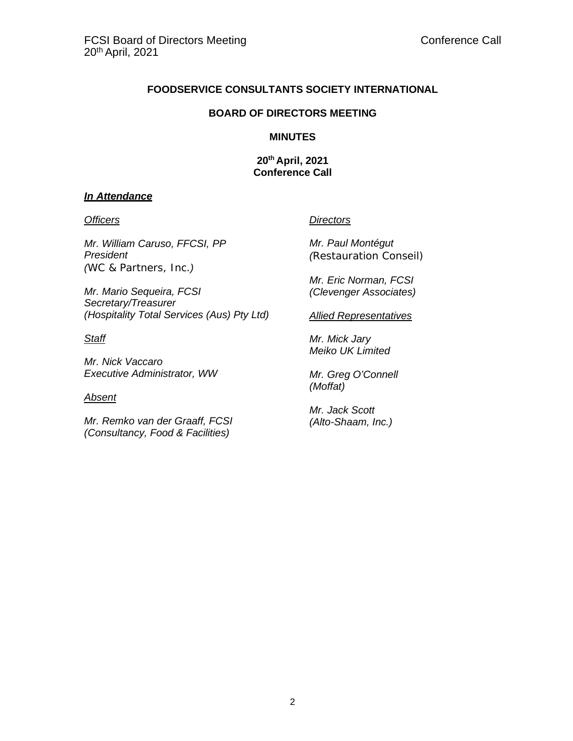**FOODSERVICE CONSULTANTS SOCIETY INTERNATIONAL**

**BOARD OF DIRECTORS MEETING**

**MINUTES**

**20th April, 2021**
**Conference Call**

***In Attendance***

*Officers*

*Mr. William Caruso, FFCSI, PP*
*President*
*(WC & Partners, Inc.)*

*Mr. Mario Sequeira, FCSI*
*Secretary/Treasurer*
*(Hospitality Total Services (Aus) Pty Ltd)*

*Staff*

*Mr. Nick Vaccaro*
*Executive Administrator, WW*

*Absent*

*Mr. Remko van der Graaff, FCSI*
*(Consultancy, Food & Facilities)*

*Directors*

*Mr. Paul Montégut*
*(Restauration Conseil)*

*Mr. Eric Norman, FCSI*
*(Clevenger Associates)*

*Allied Representatives*

*Mr. Mick Jary*
*Meiko UK Limited*

*Mr. Greg O'Connell*
*(Moffat)*

*Mr. Jack Scott*
*(Alto-Shaam, Inc.)*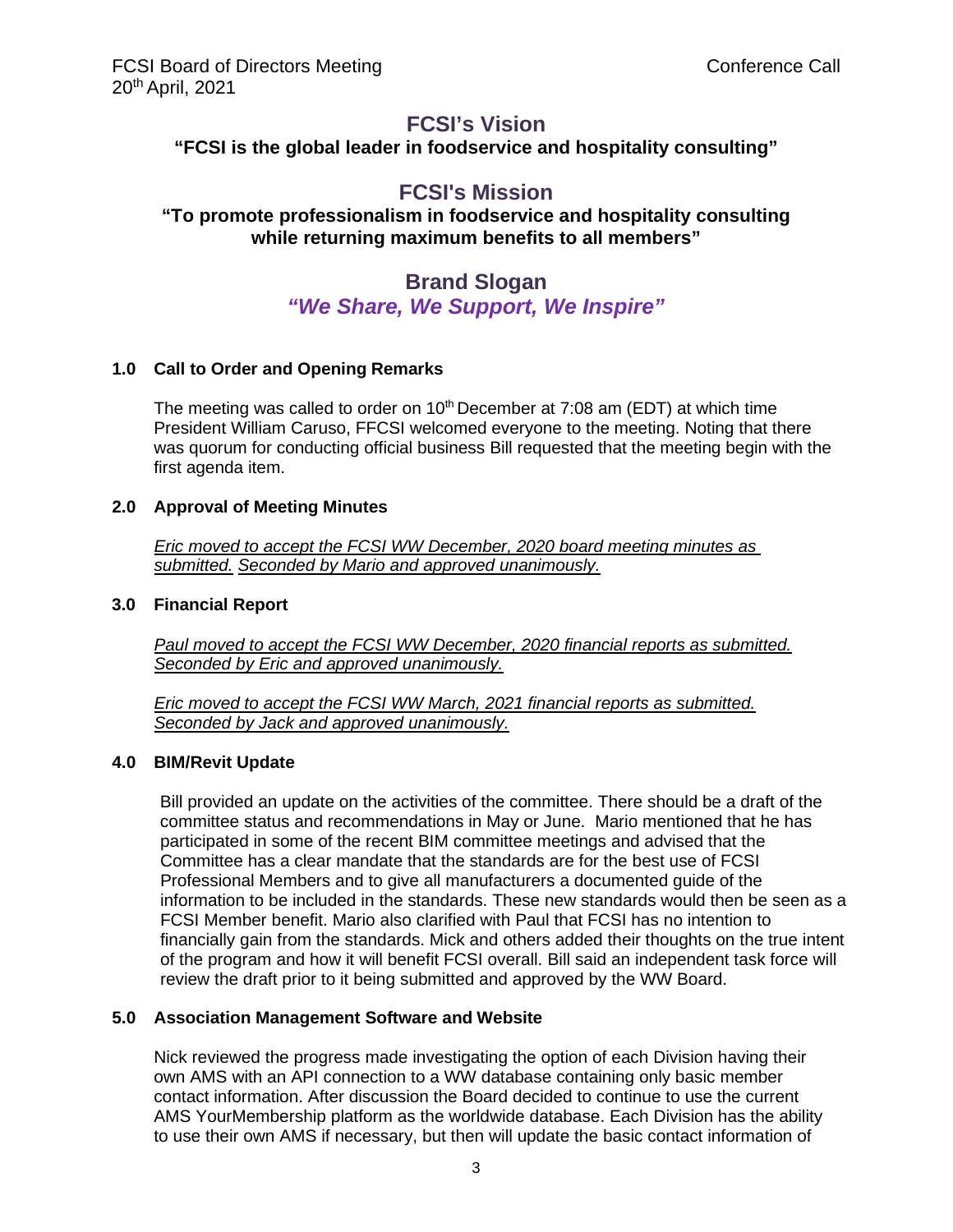FCSI Board of Directors Meeting  
20th April, 2021

Conference Call

## FCSI's Vision

**"FCSI is the global leader in foodservice and hospitality consulting"**

## FCSI's Mission

**"To promote professionalism in foodservice and hospitality consulting while returning maximum benefits to all members"**

## Brand Slogan

***"We Share, We Support, We Inspire"***

### 1.0 Call to Order and Opening Remarks

The meeting was called to order on 10th December at 7:08 am (EDT) at which time President William Caruso, FFCSI welcomed everyone to the meeting. Noting that there was quorum for conducting official business Bill requested that the meeting begin with the first agenda item.

### 2.0 Approval of Meeting Minutes

*Eric moved to accept the FCSI WW December, 2020 board meeting minutes as submitted. Seconded by Mario and approved unanimously.*

### 3.0 Financial Report

*Paul moved to accept the FCSI WW December, 2020 financial reports as submitted. Seconded by Eric and approved unanimously.*

*Eric moved to accept the FCSI WW March, 2021 financial reports as submitted. Seconded by Jack and approved unanimously.*

### 4.0 BIM/Revit Update

Bill provided an update on the activities of the committee. There should be a draft of the committee status and recommendations in May or June. Mario mentioned that he has participated in some of the recent BIM committee meetings and advised that the Committee has a clear mandate that the standards are for the best use of FCSI Professional Members and to give all manufacturers a documented guide of the information to be included in the standards. These new standards would then be seen as a FCSI Member benefit. Mario also clarified with Paul that FCSI has no intention to financially gain from the standards. Mick and others added their thoughts on the true intent of the program and how it will benefit FCSI overall. Bill said an independent task force will review the draft prior to it being submitted and approved by the WW Board.

### 5.0 Association Management Software and Website

Nick reviewed the progress made investigating the option of each Division having their own AMS with an API connection to a WW database containing only basic member contact information. After discussion the Board decided to continue to use the current AMS YourMembership platform as the worldwide database. Each Division has the ability to use their own AMS if necessary, but then will update the basic contact information of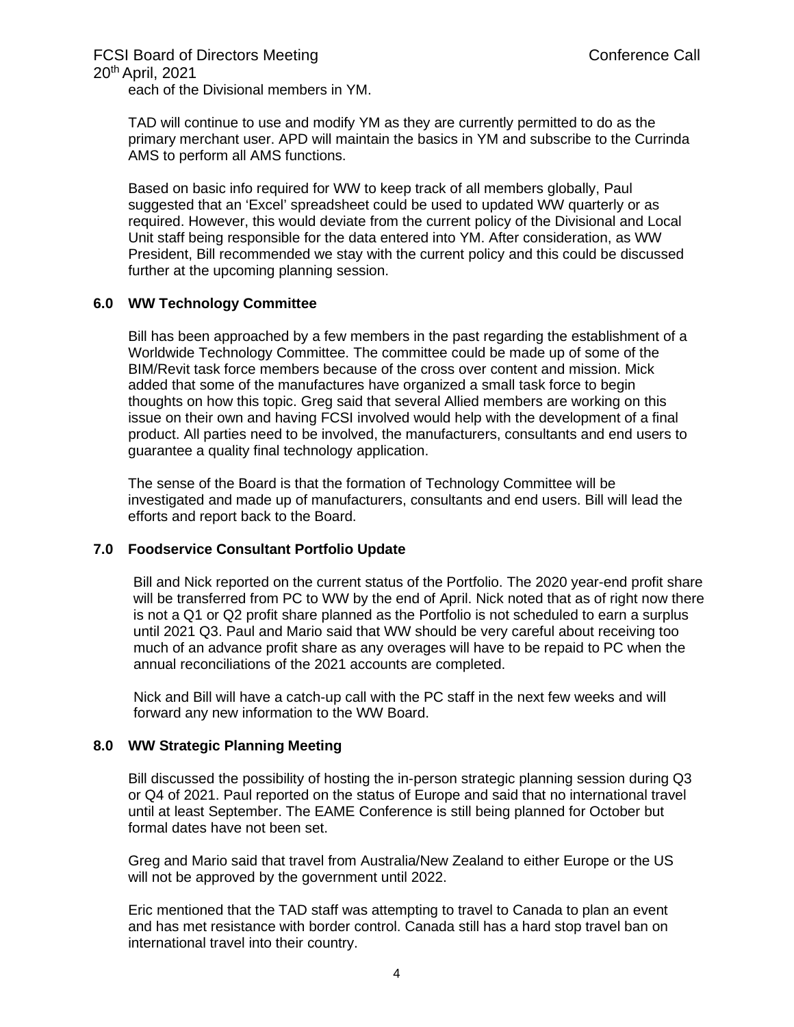each of the Divisional members in YM.

TAD will continue to use and modify YM as they are currently permitted to do as the primary merchant user. APD will maintain the basics in YM and subscribe to the Currinda AMS to perform all AMS functions.

Based on basic info required for WW to keep track of all members globally, Paul suggested that an 'Excel' spreadsheet could be used to updated WW quarterly or as required. However, this would deviate from the current policy of the Divisional and Local Unit staff being responsible for the data entered into YM. After consideration, as WW President, Bill recommended we stay with the current policy and this could be discussed further at the upcoming planning session.

## 6.0 WW Technology Committee

Bill has been approached by a few members in the past regarding the establishment of a Worldwide Technology Committee. The committee could be made up of some of the BIM/Revit task force members because of the cross over content and mission. Mick added that some of the manufactures have organized a small task force to begin thoughts on how this topic. Greg said that several Allied members are working on this issue on their own and having FCSI involved would help with the development of a final product. All parties need to be involved, the manufacturers, consultants and end users to guarantee a quality final technology application.

The sense of the Board is that the formation of Technology Committee will be investigated and made up of manufacturers, consultants and end users. Bill will lead the efforts and report back to the Board.

## 7.0 Foodservice Consultant Portfolio Update

Bill and Nick reported on the current status of the Portfolio. The 2020 year-end profit share will be transferred from PC to WW by the end of April. Nick noted that as of right now there is not a Q1 or Q2 profit share planned as the Portfolio is not scheduled to earn a surplus until 2021 Q3. Paul and Mario said that WW should be very careful about receiving too much of an advance profit share as any overages will have to be repaid to PC when the annual reconciliations of the 2021 accounts are completed.

Nick and Bill will have a catch-up call with the PC staff in the next few weeks and will forward any new information to the WW Board.

## 8.0 WW Strategic Planning Meeting

Bill discussed the possibility of hosting the in-person strategic planning session during Q3 or Q4 of 2021. Paul reported on the status of Europe and said that no international travel until at least September. The EAME Conference is still being planned for October but formal dates have not been set.

Greg and Mario said that travel from Australia/New Zealand to either Europe or the US will not be approved by the government until 2022.

Eric mentioned that the TAD staff was attempting to travel to Canada to plan an event and has met resistance with border control. Canada still has a hard stop travel ban on international travel into their country.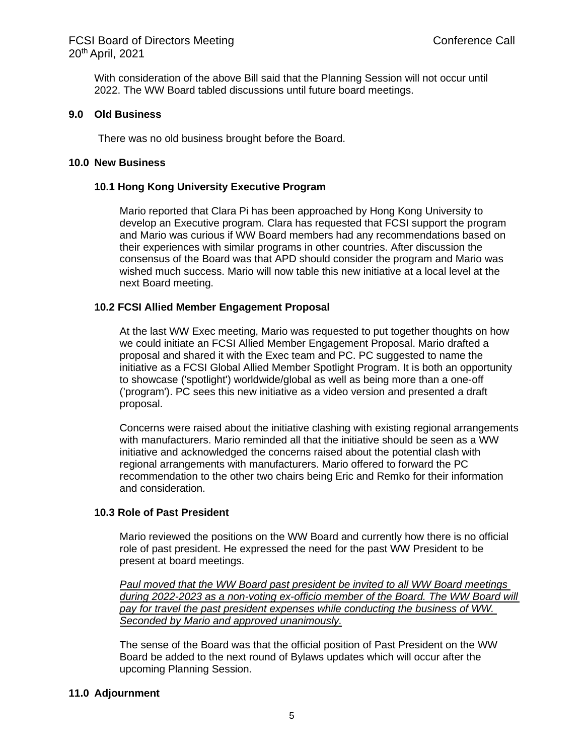With consideration of the above Bill said that the Planning Session will not occur until 2022. The WW Board tabled discussions until future board meetings.

## 9.0 Old Business

There was no old business brought before the Board.

## 10.0 New Business

### 10.1 Hong Kong University Executive Program

Mario reported that Clara Pi has been approached by Hong Kong University to develop an Executive program. Clara has requested that FCSI support the program and Mario was curious if WW Board members had any recommendations based on their experiences with similar programs in other countries. After discussion the consensus of the Board was that APD should consider the program and Mario was wished much success. Mario will now table this new initiative at a local level at the next Board meeting.

### 10.2 FCSI Allied Member Engagement Proposal

At the last WW Exec meeting, Mario was requested to put together thoughts on how we could initiate an FCSI Allied Member Engagement Proposal. Mario drafted a proposal and shared it with the Exec team and PC. PC suggested to name the initiative as a FCSI Global Allied Member Spotlight Program. It is both an opportunity to showcase ('spotlight') worldwide/global as well as being more than a one-off ('program'). PC sees this new initiative as a video version and presented a draft proposal.

Concerns were raised about the initiative clashing with existing regional arrangements with manufacturers. Mario reminded all that the initiative should be seen as a WW initiative and acknowledged the concerns raised about the potential clash with regional arrangements with manufacturers. Mario offered to forward the PC recommendation to the other two chairs being Eric and Remko for their information and consideration.

### 10.3 Role of Past President

Mario reviewed the positions on the WW Board and currently how there is no official role of past president. He expressed the need for the past WW President to be present at board meetings.

*Paul moved that the WW Board past president be invited to all WW Board meetings during 2022-2023 as a non-voting ex-officio member of the Board. The WW Board will pay for travel the past president expenses while conducting the business of WW. Seconded by Mario and approved unanimously.*

The sense of the Board was that the official position of Past President on the WW Board be added to the next round of Bylaws updates which will occur after the upcoming Planning Session.

## 11.0 Adjournment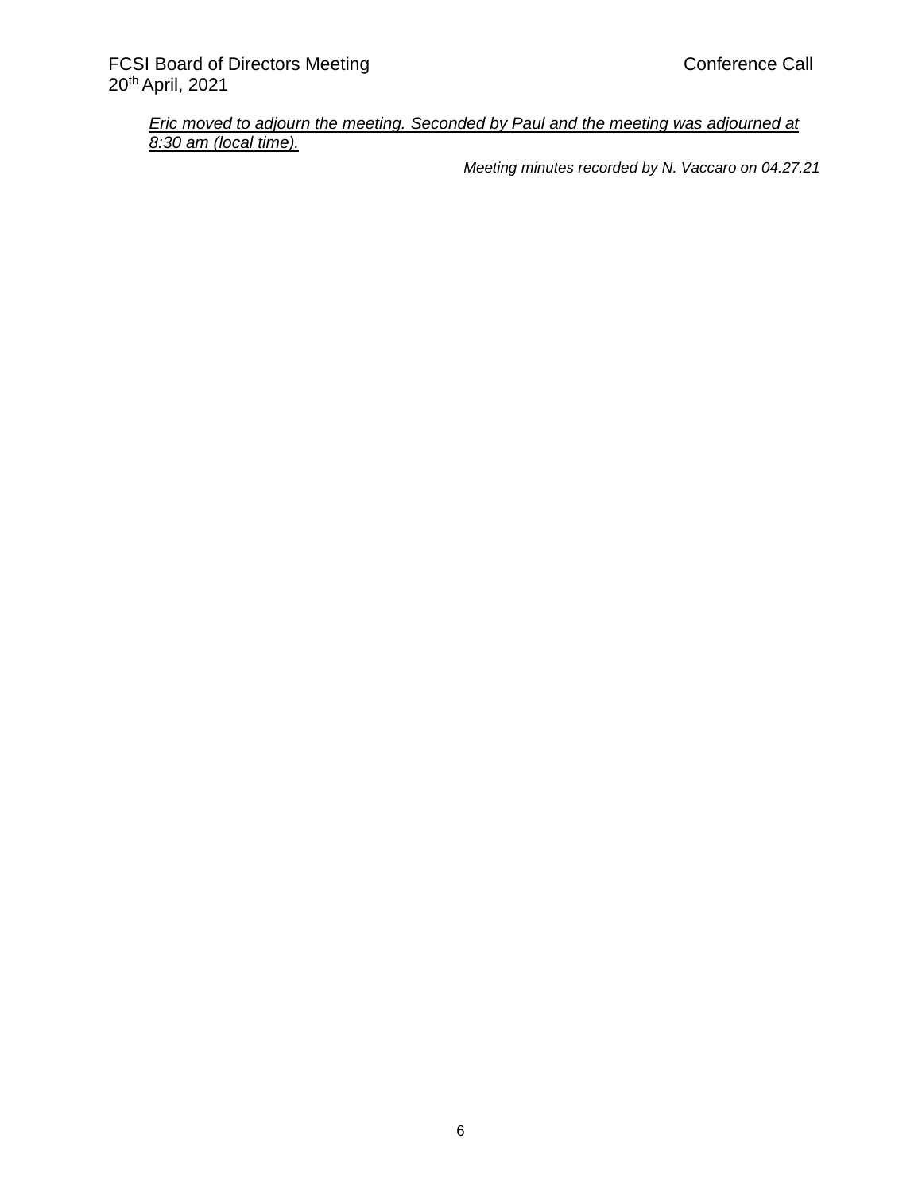*<u>Eric moved to adjourn the meeting. Seconded by Paul and the meeting was adjourned at 8:30 am (local time).</u>*

*Meeting minutes recorded by N. Vaccaro on 04.27.21*